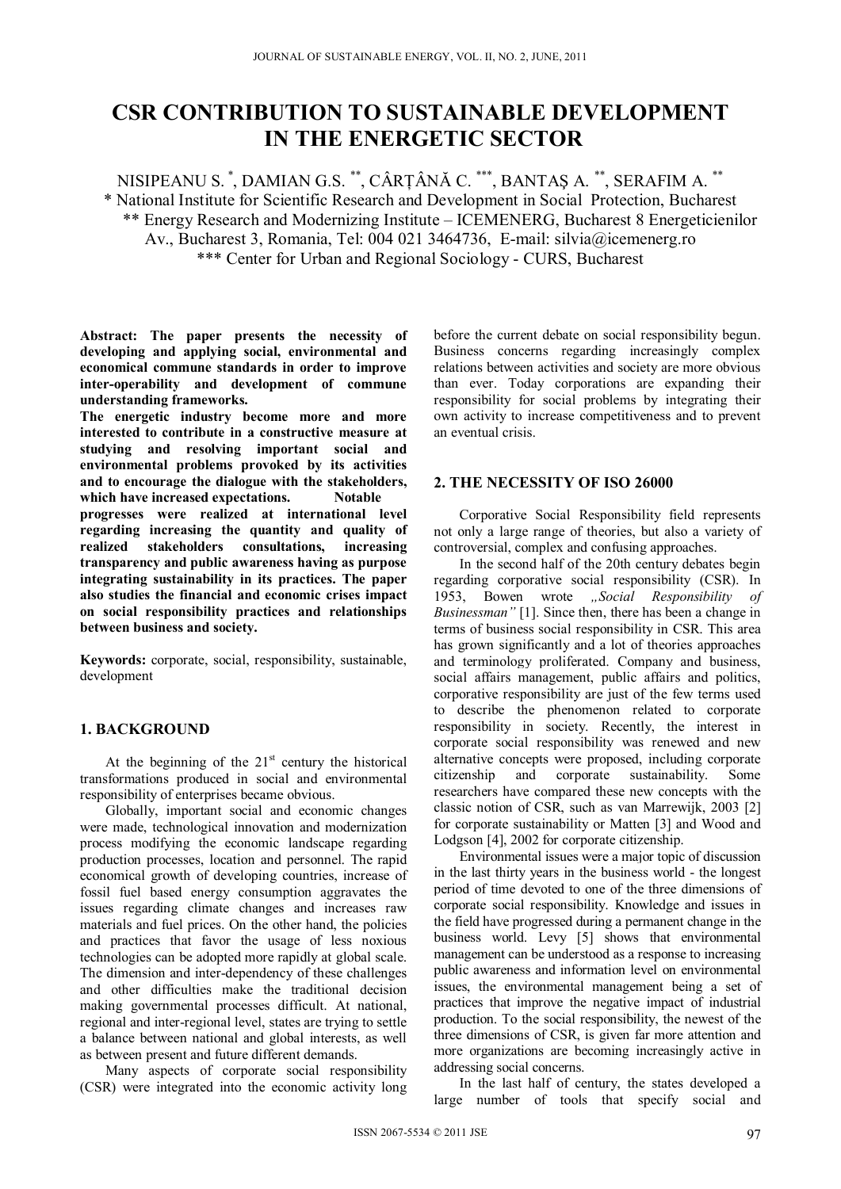# CSR CONTRIBUTION TO SUSTAINABLE DEVELOPMENT IN THE ENERGETIC SECTOR

NISIPEANU S. [*], DAMIAN G.S. [**], CÂRȚÂNĂ C. [***], BANTAȘ A. [**], SERAFIM A. [**]

[*] National Institute for Scientific Research and Development in Social Protection, Bucharest
[**] Energy Research and Modernizing Institute – ICEMENERG, Bucharest 8 Energeticienilor Av., Bucharest 3, Romania, Tel: 004 021 3464736, E-mail: silvia@icemenerg.ro
[***] Center for Urban and Regional Sociology - CURS, Bucharest

**Abstract: The paper presents the necessity of developing and applying social, environmental and economical commune standards in order to improve inter-operability and development of commune understanding frameworks.**

**The energetic industry become more and more interested to contribute in a constructive measure at studying and resolving important social and environmental problems provoked by its activities and to encourage the dialogue with the stakeholders, which have increased expectations. Notable progresses were realized at international level regarding increasing the quantity and quality of realized stakeholders consultations, increasing transparency and public awareness having as purpose integrating sustainability in its practices. The paper also studies the financial and economic crises impact on social responsibility practices and relationships between business and society.**

**Keywords:** corporate, social, responsibility, sustainable, development

## 1. BACKGROUND

At the beginning of the 21st century the historical transformations produced in social and environmental responsibility of enterprises became obvious.

Globally, important social and economic changes were made, technological innovation and modernization process modifying the economic landscape regarding production processes, location and personnel. The rapid economical growth of developing countries, increase of fossil fuel based energy consumption aggravates the issues regarding climate changes and increases raw materials and fuel prices. On the other hand, the policies and practices that favor the usage of less noxious technologies can be adopted more rapidly at global scale. The dimension and inter-dependency of these challenges and other difficulties make the traditional decision making governmental processes difficult. At national, regional and inter-regional level, states are trying to settle a balance between national and global interests, as well as between present and future different demands.

Many aspects of corporate social responsibility (CSR) were integrated into the economic activity long before the current debate on social responsibility begun. Business concerns regarding increasingly complex relations between activities and society are more obvious than ever. Today corporations are expanding their responsibility for social problems by integrating their own activity to increase competitiveness and to prevent an eventual crisis.

## 2. THE NECESSITY OF ISO 26000

Corporative Social Responsibility field represents not only a large range of theories, but also a variety of controversial, complex and confusing approaches.

In the second half of the 20th century debates begin regarding corporative social responsibility (CSR). In 1953, Bowen wrote *„Social Responsibility of Businessman"* [1]. Since then, there has been a change in terms of business social responsibility in CSR. This area has grown significantly and a lot of theories approaches and terminology proliferated. Company and business, social affairs management, public affairs and politics, corporative responsibility are just of the few terms used to describe the phenomenon related to corporate responsibility in society. Recently, the interest in corporate social responsibility was renewed and new alternative concepts were proposed, including corporate citizenship and corporate sustainability. Some researchers have compared these new concepts with the classic notion of CSR, such as van Marrewijk, 2003 [2] for corporate sustainability or Matten [3] and Wood and Lodgson [4], 2002 for corporate citizenship.

Environmental issues were a major topic of discussion in the last thirty years in the business world - the longest period of time devoted to one of the three dimensions of corporate social responsibility. Knowledge and issues in the field have progressed during a permanent change in the business world. Levy [5] shows that environmental management can be understood as a response to increasing public awareness and information level on environmental issues, the environmental management being a set of practices that improve the negative impact of industrial production. To the social responsibility, the newest of the three dimensions of CSR, is given far more attention and more organizations are becoming increasingly active in addressing social concerns.

In the last half of century, the states developed a large number of tools that specify social and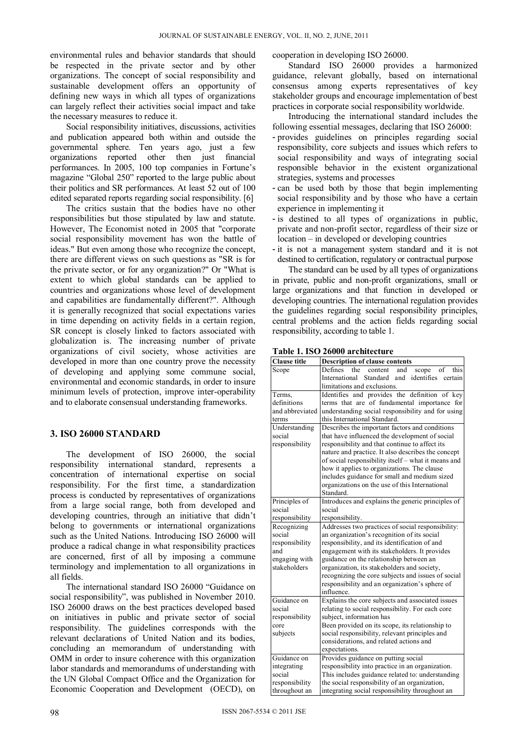environmental rules and behavior standards that should be respected in the private sector and by other organizations. The concept of social responsibility and sustainable development offers an opportunity of defining new ways in which all types of organizations can largely reflect their activities social impact and take the necessary measures to reduce it.

Social responsibility initiatives, discussions, activities and publication appeared both within and outside the governmental sphere. Ten years ago, just a few organizations reported other then just financial performances. In 2005, 100 top companies in Fortune's magazine "Global 250" reported to the large public about their politics and SR performances. At least 52 out of 100 edited separated reports regarding social responsibility. [6]

The critics sustain that the bodies have no other responsibilities but those stipulated by law and statute. However, The Economist noted in 2005 that "corporate social responsibility movement has won the battle of ideas." But even among those who recognize the concept, there are different views on such questions as "SR is for the private sector, or for any organization?" Or "What is extent to which global standards can be applied to countries and organizations whose level of development and capabilities are fundamentally different?". Although it is generally recognized that social expectations varies in time depending on activity fields in a certain region, SR concept is closely linked to factors associated with globalization is. The increasing number of private organizations of civil society, whose activities are developed in more than one country prove the necessity of developing and applying some commune social, environmental and economic standards, in order to insure minimum levels of protection, improve inter-operability and to elaborate consensual understanding frameworks.

## 3. ISO 26000 STANDARD

The development of ISO 26000, the social responsibility international standard, represents a concentration of international expertise on social responsibility. For the first time, a standardization process is conducted by representatives of organizations from a large social range, both from developed and developing countries, through an initiative that didn't belong to governments or international organizations such as the United Nations. Introducing ISO 26000 will produce a radical change in what responsibility practices are concerned, first of all by imposing a commune terminology and implementation to all organizations in all fields.

The international standard ISO 26000 "Guidance on social responsibility", was published in November 2010. ISO 26000 draws on the best practices developed based on initiatives in public and private sector of social responsibility. The guidelines corresponds with the relevant declarations of United Nation and its bodies, concluding an memorandum of understanding with OMM in order to insure coherence with this organization labor standards and memorandums of understanding with the UN Global Compact Office and the Organization for Economic Cooperation and Development (OECD), on cooperation in developing ISO 26000.

Standard ISO 26000 provides a harmonized guidance, relevant globally, based on international consensus among experts representatives of key stakeholder groups and encourage implementation of best practices in corporate social responsibility worldwide.

Introducing the international standard includes the following essential messages, declaring that ISO 26000:

- provides guidelines on principles regarding social responsibility, core subjects and issues which refers to social responsibility and ways of integrating social responsible behavior in the existent organizational strategies, systems and processes
- can be used both by those that begin implementing social responsibility and by those who have a certain experience in implementing it
- is destined to all types of organizations in public, private and non-profit sector, regardless of their size or location – in developed or developing countries
- it is not a management system standard and it is not destined to certification, regulatory or contractual purpose

The standard can be used by all types of organizations in private, public and non-profit organizations, small or large organizations and that function in developed or developing countries. The international regulation provides the guidelines regarding social responsibility principles, central problems and the action fields regarding social responsibility, according to table 1.

**Table 1. ISO 26000 architecture**

| Clause title | Description of clause contents |
|---|---|
| Scope | Defines the content and scope of this International Standard and identifies certain limitations and exclusions. |
| Terms, definitions and abbreviated terms | Identifies and provides the definition of key terms that are of fundamental importance for understanding social responsibility and for using this International Standard. |
| Understanding social responsibility | Describes the important factors and conditions that have influenced the development of social responsibility and that continue to affect its nature and practice. It also describes the concept of social responsibility itself – what it means and how it applies to organizations. The clause includes guidance for small and medium sized organizations on the use of this International Standard. |
| Principles of social responsibility | Introduces and explains the generic principles of social responsibility. |
| Recognizing social responsibility and engaging with stakeholders | Addresses two practices of social responsibility: an organization's recognition of its social responsibility, and its identification of and engagement with its stakeholders. It provides guidance on the relationship between an organization, its stakeholders and society, recognizing the core subjects and issues of social responsibility and an organization's sphere of influence. |
| Guidance on social responsibility core subjects | Explains the core subjects and associated issues relating to social responsibility. For each core subject, information has Been provided on its scope, its relationship to social responsibility, relevant principles and considerations, and related actions and expectations. |
| Guidance on integrating social responsibility throughout an | Provides guidance on putting social responsibility into practice in an organization. This includes guidance related to: understanding the social responsibility of an organization, integrating social responsibility throughout an |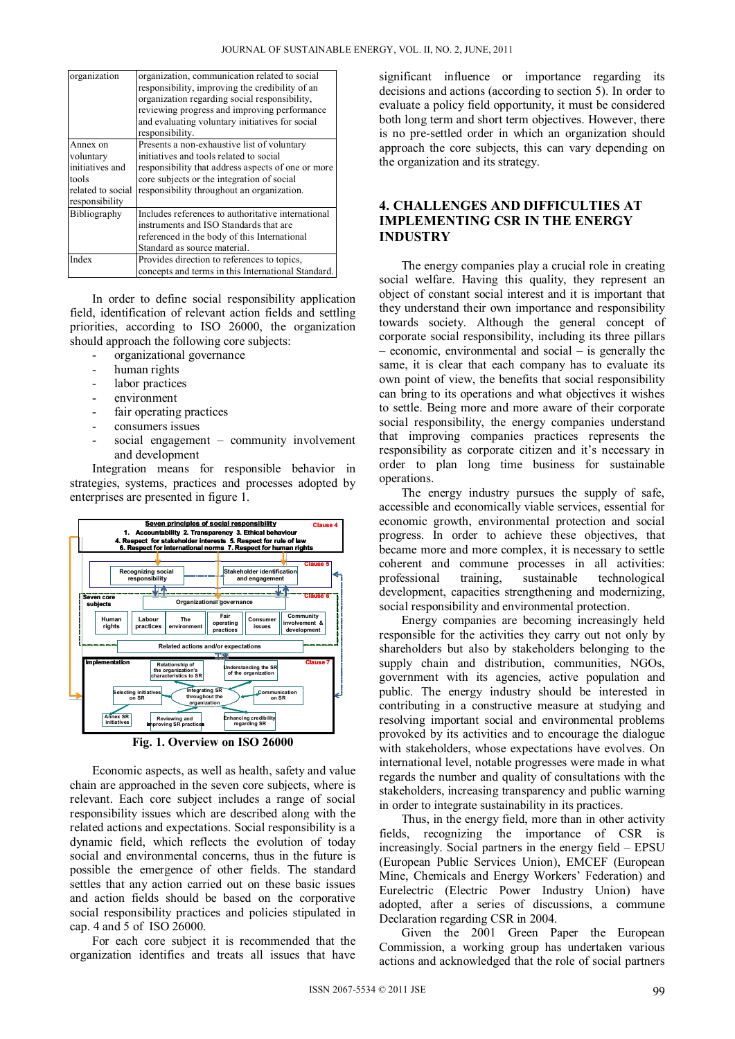| | |
|---|---|
| organization | organization, communication related to social responsibility, improving the credibility of an organization regarding social responsibility, reviewing progress and improving performance and evaluating voluntary initiatives for social responsibility. |
| Annex on voluntary initiatives and tools related to social responsibility | Presents a non-exhaustive list of voluntary initiatives and tools related to social responsibility that address aspects of one or more core subjects or the integration of social responsibility throughout an organization. |
| Bibliography | Includes references to authoritative international instruments and ISO Standards that are referenced in the body of this International Standard as source material. |
| Index | Provides direction to references to topics, concepts and terms in this International Standard. |

In order to define social responsibility application field, identification of relevant action fields and settling priorities, according to ISO 26000, the organization should approach the following core subjects:

- organizational governance
- human rights
- labor practices
- environment
- fair operating practices
- consumers issues
- social engagement – community involvement and development

Integration means for responsible behavior in strategies, systems, practices and processes adopted by enterprises are presented in figure 1.

**Fig. 1. Overview on ISO 26000**

Economic aspects, as well as health, safety and value chain are approached in the seven core subjects, where is relevant. Each core subject includes a range of social responsibility issues which are described along with the related actions and expectations. Social responsibility is a dynamic field, which reflects the evolution of today social and environmental concerns, thus in the future is possible the emergence of other fields. The standard settles that any action carried out on these basic issues and action fields should be based on the corporative social responsibility practices and policies stipulated in cap. 4 and 5 of ISO 26000.

For each core subject it is recommended that the organization identifies and treats all issues that have significant influence or importance regarding its decisions and actions (according to section 5). In order to evaluate a policy field opportunity, it must be considered both long term and short term objectives. However, there is no pre-settled order in which an organization should approach the core subjects, this can vary depending on the organization and its strategy.

## 4. CHALLENGES AND DIFFICULTIES AT IMPLEMENTING CSR IN THE ENERGY INDUSTRY

The energy companies play a crucial role in creating social welfare. Having this quality, they represent an object of constant social interest and it is important that they understand their own importance and responsibility towards society. Although the general concept of corporate social responsibility, including its three pillars – economic, environmental and social – is generally the same, it is clear that each company has to evaluate its own point of view, the benefits that social responsibility can bring to its operations and what objectives it wishes to settle. Being more and more aware of their corporate social responsibility, the energy companies understand that improving companies practices represents the responsibility as corporate citizen and it's necessary in order to plan long time business for sustainable operations.

The energy industry pursues the supply of safe, accessible and economically viable services, essential for economic growth, environmental protection and social progress. In order to achieve these objectives, that became more and more complex, it is necessary to settle coherent and commune processes in all activities: professional training, sustainable technological development, capacities strengthening and modernizing, social responsibility and environmental protection.

Energy companies are becoming increasingly held responsible for the activities they carry out not only by shareholders but also by stakeholders belonging to the supply chain and distribution, communities, NGOs, government with its agencies, active population and public. The energy industry should be interested in contributing in a constructive measure at studying and resolving important social and environmental problems provoked by its activities and to encourage the dialogue with stakeholders, whose expectations have evolves. On international level, notable progresses were made in what regards the number and quality of consultations with the stakeholders, increasing transparency and public warning in order to integrate sustainability in its practices.

Thus, in the energy field, more than in other activity fields, recognizing the importance of CSR is increasingly. Social partners in the energy field – EPSU (European Public Services Union), EMCEF (European Mine, Chemicals and Energy Workers' Federation) and Eurelectric (Electric Power Industry Union) have adopted, after a series of discussions, a commune Declaration regarding CSR in 2004.

Given the 2001 Green Paper the European Commission, a working group has undertaken various actions and acknowledged that the role of social partners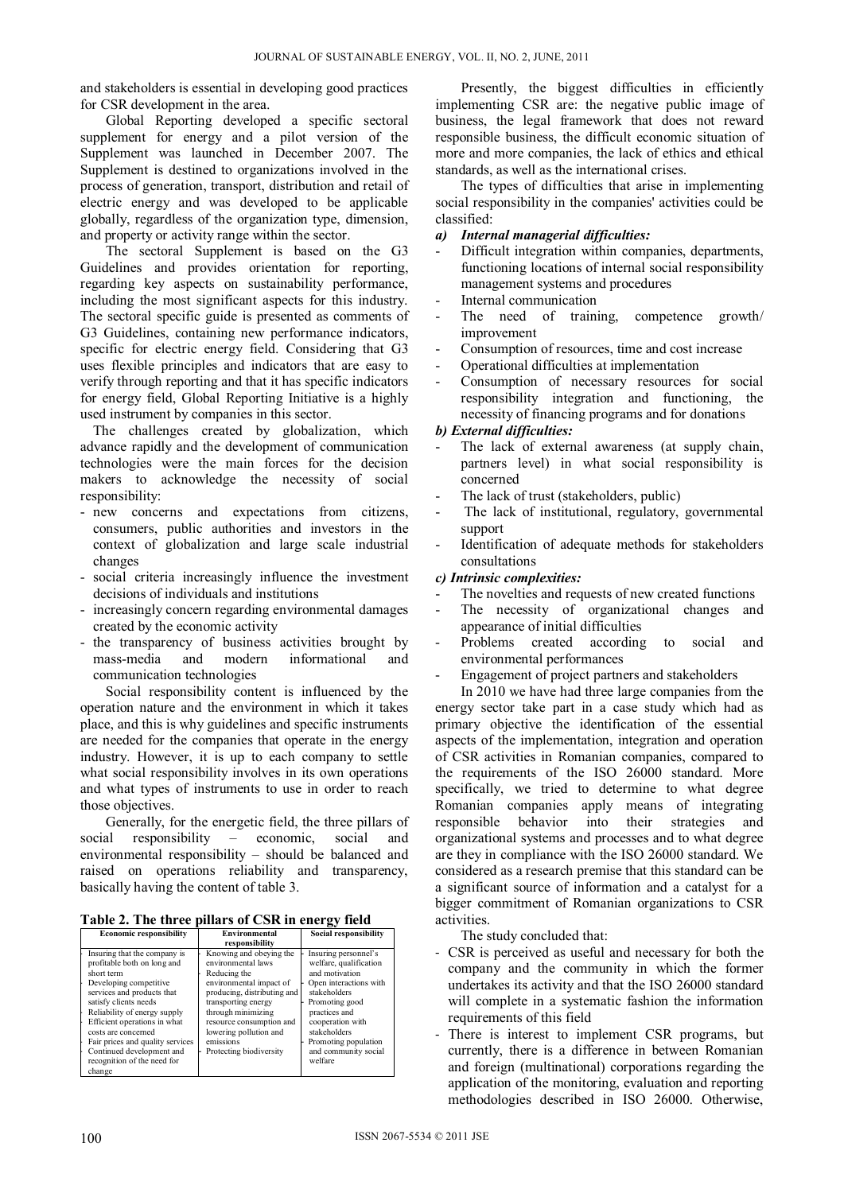and stakeholders is essential in developing good practices for CSR development in the area.

Global Reporting developed a specific sectoral supplement for energy and a pilot version of the Supplement was launched in December 2007. The Supplement is destined to organizations involved in the process of generation, transport, distribution and retail of electric energy and was developed to be applicable globally, regardless of the organization type, dimension, and property or activity range within the sector.

The sectoral Supplement is based on the G3 Guidelines and provides orientation for reporting, regarding key aspects on sustainability performance, including the most significant aspects for this industry. The sectoral specific guide is presented as comments of G3 Guidelines, containing new performance indicators, specific for electric energy field. Considering that G3 uses flexible principles and indicators that are easy to verify through reporting and that it has specific indicators for energy field, Global Reporting Initiative is a highly used instrument by companies in this sector.

The challenges created by globalization, which advance rapidly and the development of communication technologies were the main forces for the decision makers to acknowledge the necessity of social responsibility:

- new concerns and expectations from citizens, consumers, public authorities and investors in the context of globalization and large scale industrial changes
- social criteria increasingly influence the investment decisions of individuals and institutions
- increasingly concern regarding environmental damages created by the economic activity
- the transparency of business activities brought by mass-media and modern informational and communication technologies

Social responsibility content is influenced by the operation nature and the environment in which it takes place, and this is why guidelines and specific instruments are needed for the companies that operate in the energy industry. However, it is up to each company to settle what social responsibility involves in its own operations and what types of instruments to use in order to reach those objectives.

Generally, for the energetic field, the three pillars of social responsibility – economic, social and environmental responsibility – should be balanced and raised on operations reliability and transparency, basically having the content of table 3.

**Table 2. The three pillars of CSR in energy field**

| Economic responsibility | Environmental responsibility | Social responsibility |
|---|---|---|
| - Insuring that the company is profitable both on long and short term<br>- Developing competitive services and products that satisfy clients needs<br>- Reliability of energy supply<br>- Efficient operations in what costs are concerned<br>- Fair prices and quality services<br>- Continued development and recognition of the need for change | - Knowing and obeying the environmental laws<br>- Reducing the environmental impact of producing, distributing and transporting energy through minimizing resource consumption and lowering pollution and emissions<br>- Protecting biodiversity | - Insuring personnel's welfare, qualification and motivation<br>- Open interactions with stakeholders<br>- Promoting good practices and cooperation with stakeholders<br>- Promoting population and community social welfare |

Presently, the biggest difficulties in efficiently implementing CSR are: the negative public image of business, the legal framework that does not reward responsible business, the difficult economic situation of more and more companies, the lack of ethics and ethical standards, as well as the international crises.

The types of difficulties that arise in implementing social responsibility in the companies' activities could be classified:

***a) Internal managerial difficulties:***

- Difficult integration within companies, departments, functioning locations of internal social responsibility management systems and procedures
- Internal communication
- The need of training, competence growth/ improvement
- Consumption of resources, time and cost increase
- Operational difficulties at implementation
- Consumption of necessary resources for social responsibility integration and functioning, the necessity of financing programs and for donations

***b) External difficulties:***

- The lack of external awareness (at supply chain, partners level) in what social responsibility is concerned
- The lack of trust (stakeholders, public)
- The lack of institutional, regulatory, governmental support
- Identification of adequate methods for stakeholders consultations

***c) Intrinsic complexities:***

- The novelties and requests of new created functions
- The necessity of organizational changes and appearance of initial difficulties
- Problems created according to social and environmental performances
- Engagement of project partners and stakeholders

In 2010 we have had three large companies from the energy sector take part in a case study which had as primary objective the identification of the essential aspects of the implementation, integration and operation of CSR activities in Romanian companies, compared to the requirements of the ISO 26000 standard. More specifically, we tried to determine to what degree Romanian companies apply means of integrating responsible behavior into their strategies and organizational systems and processes and to what degree are they in compliance with the ISO 26000 standard. We considered as a research premise that this standard can be a significant source of information and a catalyst for a bigger commitment of Romanian organizations to CSR activities.

The study concluded that:

- CSR is perceived as useful and necessary for both the company and the community in which the former undertakes its activity and that the ISO 26000 standard will complete in a systematic fashion the information requirements of this field
- There is interest to implement CSR programs, but currently, there is a difference in between Romanian and foreign (multinational) corporations regarding the application of the monitoring, evaluation and reporting methodologies described in ISO 26000. Otherwise,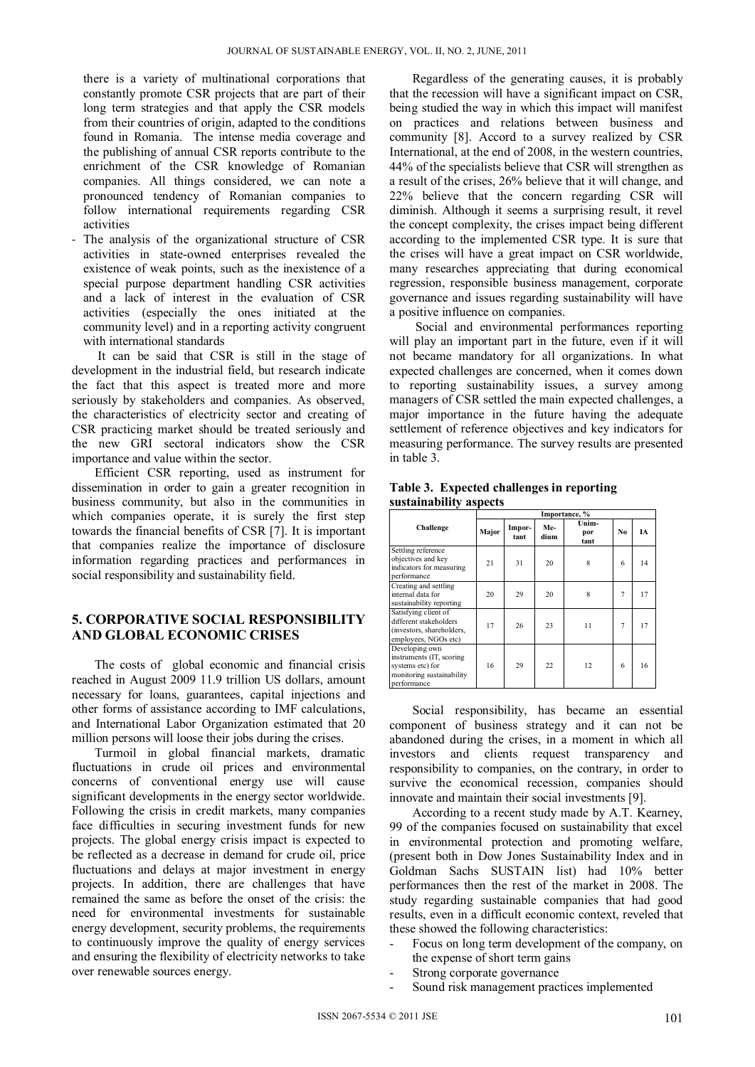there is a variety of multinational corporations that constantly promote CSR projects that are part of their long term strategies and that apply the CSR models from their countries of origin, adapted to the conditions found in Romania. The intense media coverage and the publishing of annual CSR reports contribute to the enrichment of the CSR knowledge of Romanian companies. All things considered, we can note a pronounced tendency of Romanian companies to follow international requirements regarding CSR activities

- The analysis of the organizational structure of CSR activities in state-owned enterprises revealed the existence of weak points, such as the inexistence of a special purpose department handling CSR activities and a lack of interest in the evaluation of CSR activities (especially the ones initiated at the community level) and in a reporting activity congruent with international standards

It can be said that CSR is still in the stage of development in the industrial field, but research indicate the fact that this aspect is treated more and more seriously by stakeholders and companies. As observed, the characteristics of electricity sector and creating of CSR practicing market should be treated seriously and the new GRI sectoral indicators show the CSR importance and value within the sector.

Efficient CSR reporting, used as instrument for dissemination in order to gain a greater recognition in business community, but also in the communities in which companies operate, it is surely the first step towards the financial benefits of CSR [7]. It is important that companies realize the importance of disclosure information regarding practices and performances in social responsibility and sustainability field.

## 5. CORPORATIVE SOCIAL RESPONSIBILITY AND GLOBAL ECONOMIC CRISES

The costs of global economic and financial crisis reached in August 2009 11.9 trillion US dollars, amount necessary for loans, guarantees, capital injections and other forms of assistance according to IMF calculations, and International Labor Organization estimated that 20 million persons will loose their jobs during the crises.

Turmoil in global financial markets, dramatic fluctuations in crude oil prices and environmental concerns of conventional energy use will cause significant developments in the energy sector worldwide. Following the crisis in credit markets, many companies face difficulties in securing investment funds for new projects. The global energy crisis impact is expected to be reflected as a decrease in demand for crude oil, price fluctuations and delays at major investment in energy projects. In addition, there are challenges that have remained the same as before the onset of the crisis: the need for environmental investments for sustainable energy development, security problems, the requirements to continuously improve the quality of energy services and ensuring the flexibility of electricity networks to take over renewable sources energy.

Regardless of the generating causes, it is probably that the recession will have a significant impact on CSR, being studied the way in which this impact will manifest on practices and relations between business and community [8]. Accord to a survey realized by CSR International, at the end of 2008, in the western countries, 44% of the specialists believe that CSR will strengthen as a result of the crises, 26% believe that it will change, and 22% believe that the concern regarding CSR will diminish. Although it seems a surprising result, it revel the concept complexity, the crises impact being different according to the implemented CSR type. It is sure that the crises will have a great impact on CSR worldwide, many researches appreciating that during economical regression, responsible business management, corporate governance and issues regarding sustainability will have a positive influence on companies.

Social and environmental performances reporting will play an important part in the future, even if it will not became mandatory for all organizations. In what expected challenges are concerned, when it comes down to reporting sustainability issues, a survey among managers of CSR settled the main expected challenges, a major importance in the future having the adequate settlement of reference objectives and key indicators for measuring performance. The survey results are presented in table 3.

**Table 3. Expected challenges in reporting sustainability aspects**

| Challenge | Importance, % | | | | | |
|---|---|---|---|---|---|---|
| | Major | Important | Medium | Unimportant | No | IA |
| Settling reference objectives and key indicators for measuring performance | 21 | 31 | 20 | 8 | 6 | 14 |
| Creating and settling internal data for sustainability reporting | 20 | 29 | 20 | 8 | 7 | 17 |
| Satisfying client of different stakeholders (investors, shareholders, employees, NGOs etc) | 17 | 26 | 23 | 11 | 7 | 17 |
| Developing own instruments (IT, scoring systems etc) for monitoring sustainability performance | 16 | 29 | 22 | 12 | 6 | 16 |

Social responsibility, has became an essential component of business strategy and it can not be abandoned during the crises, in a moment in which all investors and clients request transparency and responsibility to companies, on the contrary, in order to survive the economical recession, companies should innovate and maintain their social investments [9].

According to a recent study made by A.T. Kearney, 99 of the companies focused on sustainability that excel in environmental protection and promoting welfare, (present both in Dow Jones Sustainability Index and in Goldman Sachs SUSTAIN list) had 10% better performances then the rest of the market in 2008. The study regarding sustainable companies that had good results, even in a difficult economic context, reveled that these showed the following characteristics:

- Focus on long term development of the company, on the expense of short term gains
- Strong corporate governance
- Sound risk management practices implemented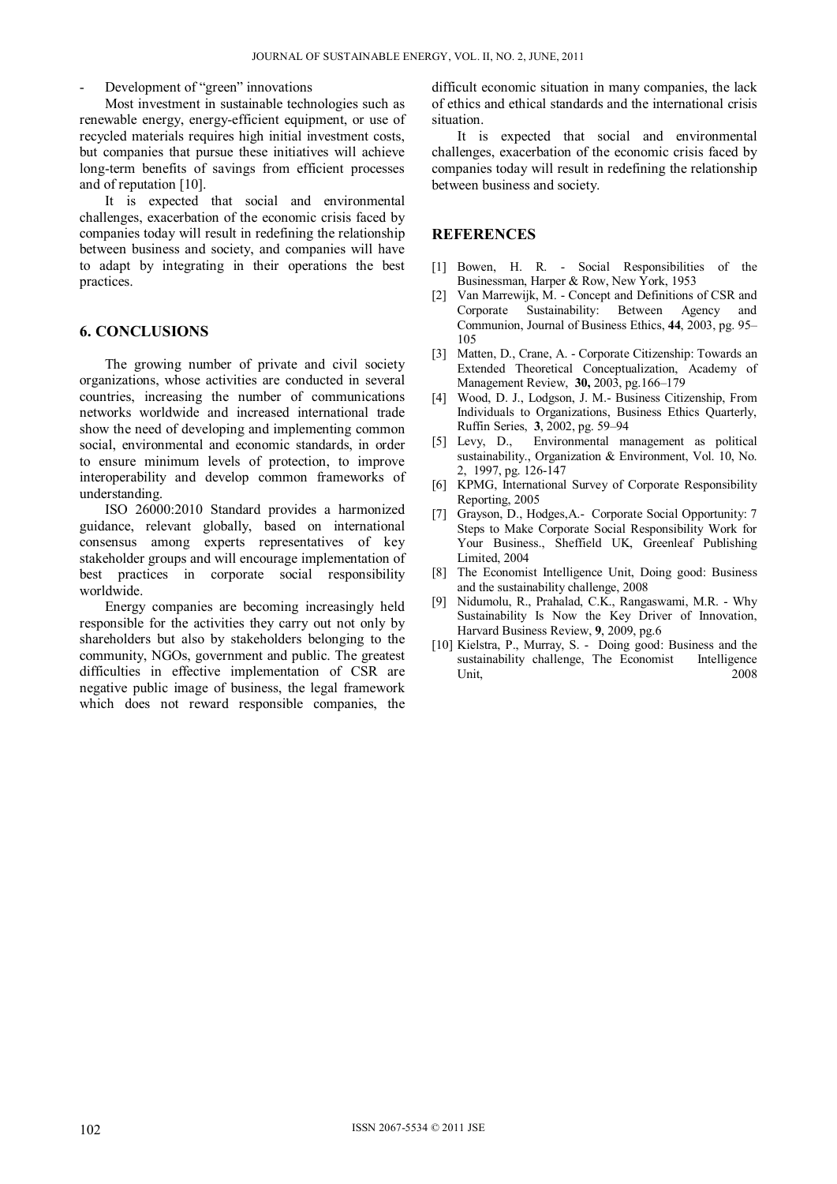- Development of "green" innovations

Most investment in sustainable technologies such as renewable energy, energy-efficient equipment, or use of recycled materials requires high initial investment costs, but companies that pursue these initiatives will achieve long-term benefits of savings from efficient processes and of reputation [10].

It is expected that social and environmental challenges, exacerbation of the economic crisis faced by companies today will result in redefining the relationship between business and society, and companies will have to adapt by integrating in their operations the best practices.

## 6. CONCLUSIONS

The growing number of private and civil society organizations, whose activities are conducted in several countries, increasing the number of communications networks worldwide and increased international trade show the need of developing and implementing common social, environmental and economic standards, in order to ensure minimum levels of protection, to improve interoperability and develop common frameworks of understanding.

ISO 26000:2010 Standard provides a harmonized guidance, relevant globally, based on international consensus among experts representatives of key stakeholder groups and will encourage implementation of best practices in corporate social responsibility worldwide.

Energy companies are becoming increasingly held responsible for the activities they carry out not only by shareholders but also by stakeholders belonging to the community, NGOs, government and public. The greatest difficulties in effective implementation of CSR are negative public image of business, the legal framework which does not reward responsible companies, the difficult economic situation in many companies, the lack of ethics and ethical standards and the international crisis situation.

It is expected that social and environmental challenges, exacerbation of the economic crisis faced by companies today will result in redefining the relationship between business and society.

## REFERENCES

[1] Bowen, H. R. - Social Responsibilities of the Businessman, Harper & Row, New York, 1953

[2] Van Marrewijk, M. - Concept and Definitions of CSR and Corporate Sustainability: Between Agency and Communion, Journal of Business Ethics, **44**, 2003, pg. 95–105

[3] Matten, D., Crane, A. - Corporate Citizenship: Towards an Extended Theoretical Conceptualization, Academy of Management Review, **30,** 2003, pg.166–179

[4] Wood, D. J., Lodgson, J. M.- Business Citizenship, From Individuals to Organizations, Business Ethics Quarterly, Ruffin Series, **3**, 2002, pg. 59–94

[5] Levy, D., Environmental management as political sustainability., Organization & Environment, Vol. 10, No. 2, 1997, pg. 126-147

[6] KPMG, International Survey of Corporate Responsibility Reporting, 2005

[7] Grayson, D., Hodges,A.- Corporate Social Opportunity: 7 Steps to Make Corporate Social Responsibility Work for Your Business., Sheffield UK, Greenleaf Publishing Limited, 2004

[8] The Economist Intelligence Unit, Doing good: Business and the sustainability challenge, 2008

[9] Nidumolu, R., Prahalad, C.K., Rangaswami, M.R. - Why Sustainability Is Now the Key Driver of Innovation, Harvard Business Review, **9**, 2009, pg.6

[10] Kielstra, P., Murray, S. - Doing good: Business and the sustainability challenge, The Economist Intelligence Unit, 2008